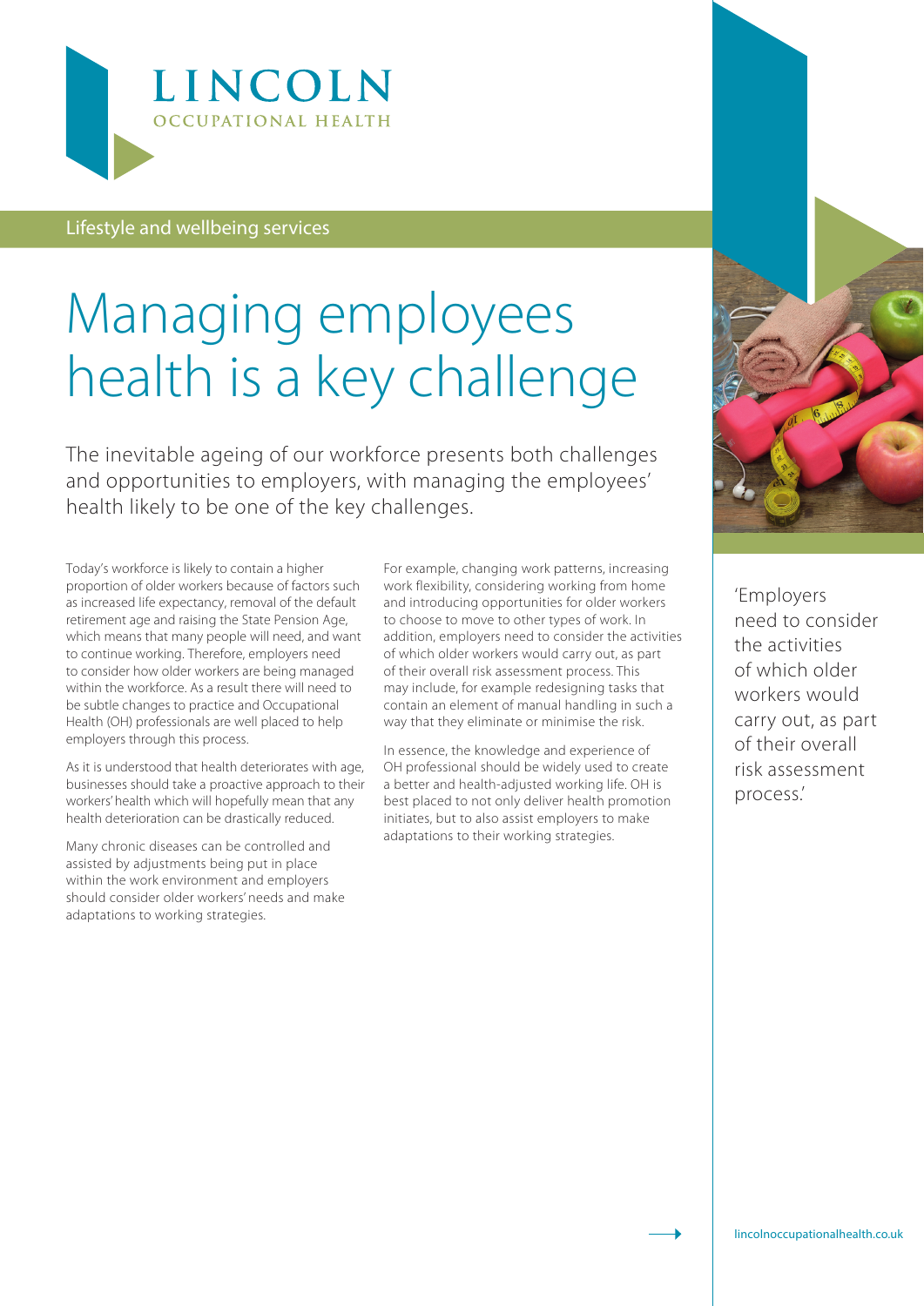LINCOLN
OCCUPATIONAL HEALTH

Lifestyle and wellbeing services

# Managing employees health is a key challenge

The inevitable ageing of our workforce presents both challenges and opportunities to employers, with managing the employees' health likely to be one of the key challenges.

Today's workforce is likely to contain a higher proportion of older workers because of factors such as increased life expectancy, removal of the default retirement age and raising the State Pension Age, which means that many people will need, and want to continue working. Therefore, employers need to consider how older workers are being managed within the workforce. As a result there will need to be subtle changes to practice and Occupational Health (OH) professionals are well placed to help employers through this process.

As it is understood that health deteriorates with age, businesses should take a proactive approach to their workers' health which will hopefully mean that any health deterioration can be drastically reduced.

Many chronic diseases can be controlled and assisted by adjustments being put in place within the work environment and employers should consider older workers' needs and make adaptations to working strategies.

For example, changing work patterns, increasing work flexibility, considering working from home and introducing opportunities for older workers to choose to move to other types of work. In addition, employers need to consider the activities of which older workers would carry out, as part of their overall risk assessment process. This may include, for example redesigning tasks that contain an element of manual handling in such a way that they eliminate or minimise the risk.

In essence, the knowledge and experience of OH professional should be widely used to create a better and health-adjusted working life. OH is best placed to not only deliver health promotion initiates, but to also assist employers to make adaptations to their working strategies.

'Employers need to consider the activities of which older workers would carry out, as part of their overall risk assessment process.'

lincolnoccupationalhealth.co.uk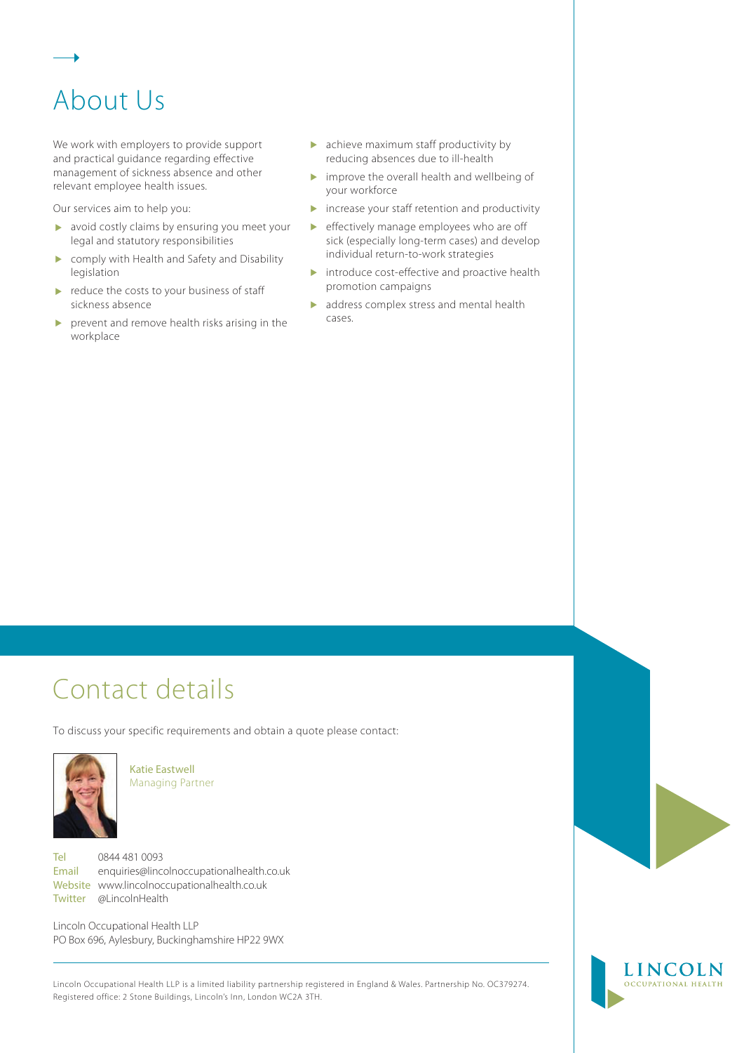# About Us

We work with employers to provide support and practical guidance regarding effective management of sickness absence and other relevant employee health issues.

Our services aim to help you:

- avoid costly claims by ensuring you meet your legal and statutory responsibilities
- comply with Health and Safety and Disability legislation
- reduce the costs to your business of staff sickness absence
- prevent and remove health risks arising in the workplace
- achieve maximum staff productivity by reducing absences due to ill-health
- improve the overall health and wellbeing of your workforce
- increase your staff retention and productivity
- effectively manage employees who are off sick (especially long-term cases) and develop individual return-to-work strategies
- introduce cost-effective and proactive health promotion campaigns
- address complex stress and mental health cases.

# Contact details

To discuss your specific requirements and obtain a quote please contact:

Katie Eastwell
Managing Partner

Tel 0844 481 0093
Email enquiries@lincolnoccupationalhealth.co.uk
Website www.lincolnoccupationalhealth.co.uk
Twitter @LincolnHealth

Lincoln Occupational Health LLP
PO Box 696, Aylesbury, Buckinghamshire HP22 9WX

Lincoln Occupational Health LLP is a limited liability partnership registered in England & Wales. Partnership No. OC379274.
Registered office: 2 Stone Buildings, Lincoln's Inn, London WC2A 3TH.

LINCOLN
OCCUPATIONAL HEALTH